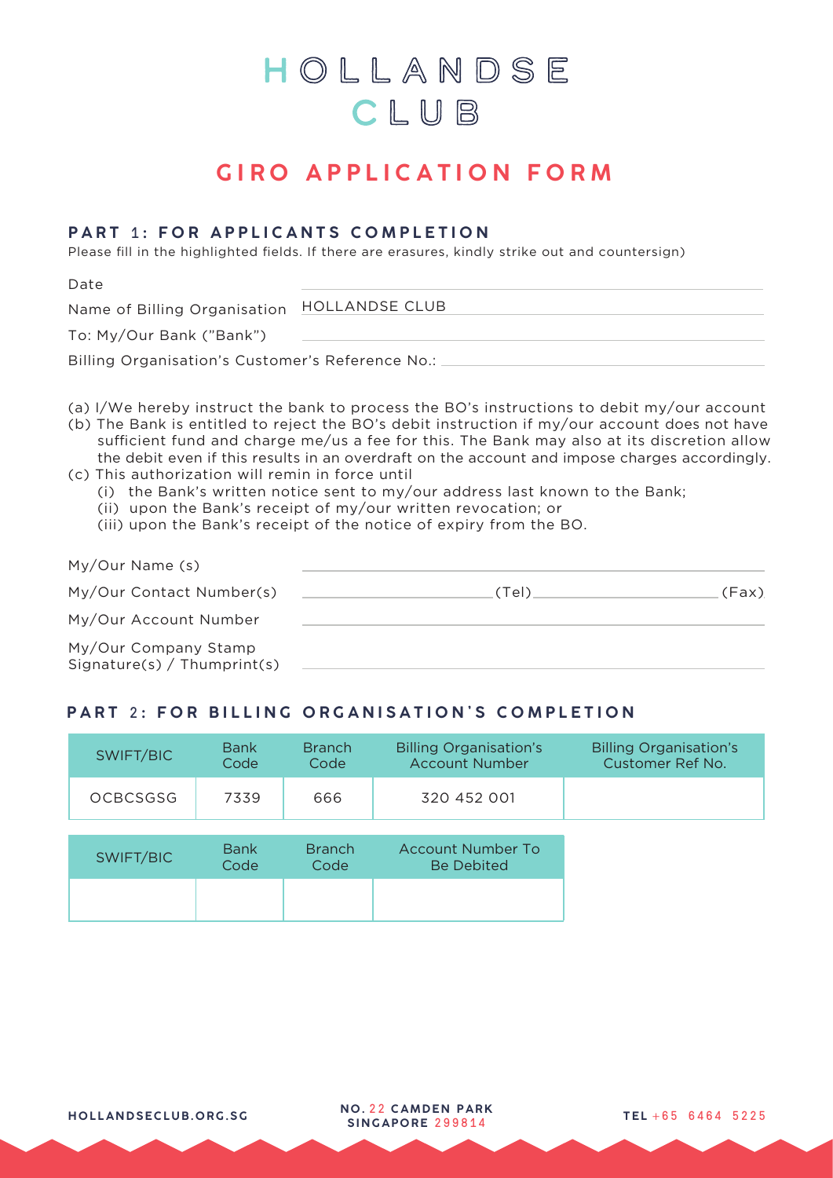# HOLLANDSE CLUB

## GIRO APPLICATION FORM

### PART 1: FOR APPLICANTS COMPLETION

Please fill in the highlighted fields. If there are erasures, kindly strike out and countersign)

Date ____________________

Name of Billing Organisation HOLLANDSE CLUB

To: My/Our Bank ("Bank") ____________________

Billing Organisation's Customer's Reference No.: ____________________

(a) I/We hereby instruct the bank to process the BO's instructions to debit my/our account

(b) The Bank is entitled to reject the BO's debit instruction if my/our account does not have sufficient fund and charge me/us a fee for this. The Bank may also at its discretion allow the debit even if this results in an overdraft on the account and impose charges accordingly.

(c) This authorization will remin in force until

- (i) the Bank's written notice sent to my/our address last known to the Bank;
- (ii) upon the Bank's receipt of my/our written revocation; or
- (iii) upon the Bank's receipt of the notice of expiry from the BO.

My/Our Name (s) ____________________

My/Our Contact Number(s) ____________________(Tel) ____________________(Fax)

My/Our Account Number ____________________

My/Our Company Stamp Signature(s) / Thumprint(s) ____________________

### PART 2: FOR BILLING ORGANISATION'S COMPLETION

| SWIFT/BIC | Bank Code | Branch Code | Billing Organisation's Account Number | Billing Organisation's Customer Ref No. |
|---|---|---|---|---|
| OCBCSGSG | 7339 | 666 | 320 452 001 | |

| SWIFT/BIC | Bank Code | Branch Code | Account Number To Be Debited |
|---|---|---|---|
| | | | |

HOLLANDSECLUB.ORG.SG

NO. 22 CAMDEN PARK SINGAPORE 299814

TEL +65 6464 5225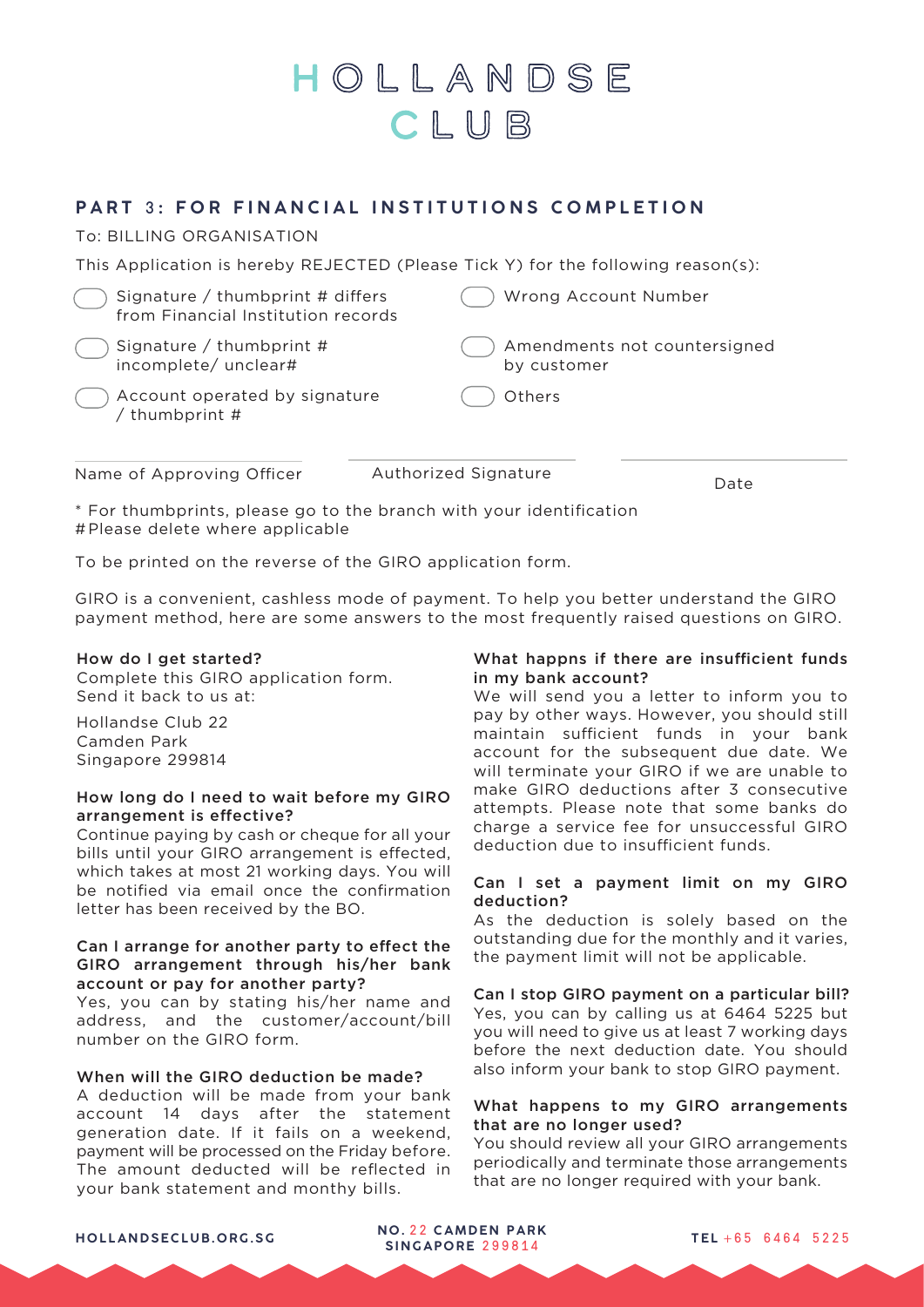# HOLLANDSE CLUB

## PART 3: FOR FINANCIAL INSTITUTIONS COMPLETION

To: BILLING ORGANISATION

This Application is hereby REJECTED (Please Tick Y) for the following reason(s):

- ◯ Signature / thumbprint # differs from Financial Institution records
- ◯ Signature / thumbprint # incomplete/ unclear#
- ◯ Account operated by signature / thumbprint #
- ◯ Wrong Account Number
- ◯ Amendments not countersigned by customer
- ◯ Others

| Name of Approving Officer | Authorized Signature | Date |
|---|---|---|
| | | |

* For thumbprints, please go to the branch with your identification
#Please delete where applicable

To be printed on the reverse of the GIRO application form.

GIRO is a convenient, cashless mode of payment. To help you better understand the GIRO payment method, here are some answers to the most frequently raised questions on GIRO.

**How do I get started?**
Complete this GIRO application form. Send it back to us at:

Hollandse Club 22
Camden Park
Singapore 299814

**How long do I need to wait before my GIRO arrangement is effective?**
Continue paying by cash or cheque for all your bills until your GIRO arrangement is effected, which takes at most 21 working days. You will be notified via email once the confirmation letter has been received by the BO.

**Can I arrange for another party to effect the GIRO arrangement through his/her bank account or pay for another party?**
Yes, you can by stating his/her name and address, and the customer/account/bill number on the GIRO form.

**When will the GIRO deduction be made?**
A deduction will be made from your bank account 14 days after the statement generation date. If it fails on a weekend, payment will be processed on the Friday before. The amount deducted will be reflected in your bank statement and monthy bills.

**What happns if there are insufficient funds in my bank account?**
We will send you a letter to inform you to pay by other ways. However, you should still maintain sufficient funds in your bank account for the subsequent due date. We will terminate your GIRO if we are unable to make GIRO deductions after 3 consecutive attempts. Please note that some banks do charge a service fee for unsuccessful GIRO deduction due to insufficient funds.

**Can I set a payment limit on my GIRO deduction?**
As the deduction is solely based on the outstanding due for the monthly and it varies, the payment limit will not be applicable.

**Can I stop GIRO payment on a particular bill?**
Yes, you can by calling us at 6464 5225 but you will need to give us at least 7 working days before the next deduction date. You should also inform your bank to stop GIRO payment.

**What happens to my GIRO arrangements that are no longer used?**
You should review all your GIRO arrangements periodically and terminate those arrangements that are no longer required with your bank.

HOLLANDSECLUB.ORG.SG | NO. 22 CAMDEN PARK SINGAPORE 299814 | TEL +65 6464 5225